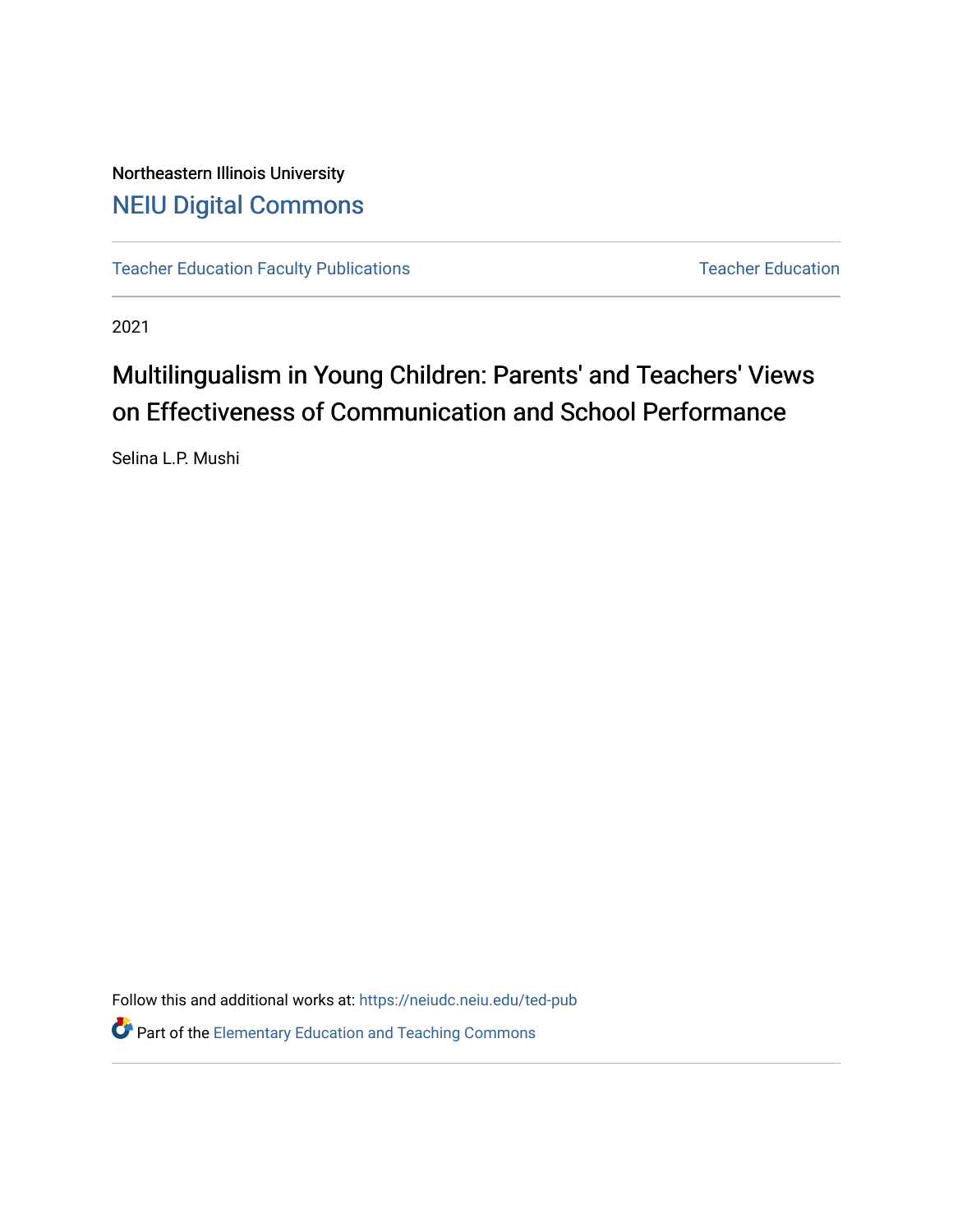Northeastern Illinois University

NEIU Digital Commons

Teacher Education Faculty Publications

Teacher Education

2021

# Multilingualism in Young Children: Parents' and Teachers' Views on Effectiveness of Communication and School Performance

Selina L.P. Mushi

Follow this and additional works at: https://neiudc.neiu.edu/ted-pub

Part of the Elementary Education and Teaching Commons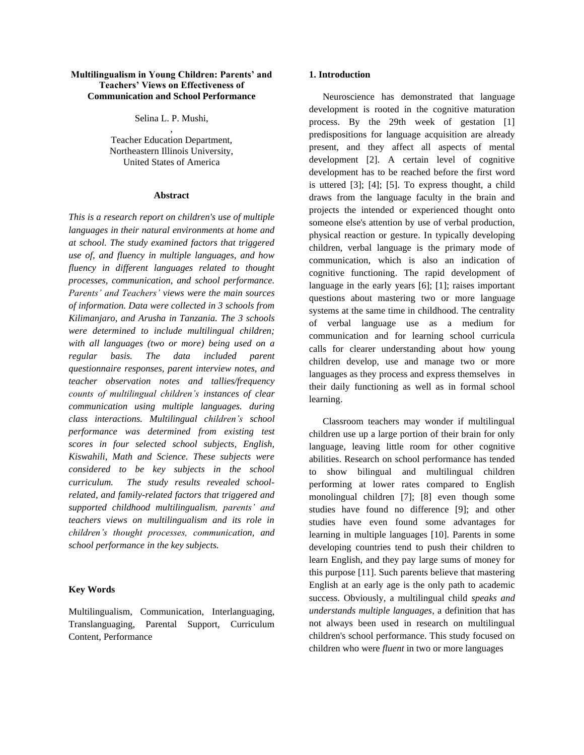**Multilingualism in Young Children: Parents' and Teachers' Views on Effectiveness of Communication and School Performance**

Selina L. P. Mushi,

,

Teacher Education Department,
Northeastern Illinois University,
United States of America

### Abstract

*This is a research report on children's use of multiple languages in their natural environments at home and at school. The study examined factors that triggered use of, and fluency in multiple languages, and how fluency in different languages related to thought processes, communication, and school performance. Parents' and Teachers' views were the main sources of information. Data were collected in 3 schools from Kilimanjaro, and Arusha in Tanzania. The 3 schools were determined to include multilingual children; with all languages (two or more) being used on a regular basis. The data included parent questionnaire responses, parent interview notes, and teacher observation notes and tallies/frequency counts of multilingual children's instances of clear communication using multiple languages. during class interactions. Multilingual children's school performance was determined from existing test scores in four selected school subjects, English, Kiswahili, Math and Science. These subjects were considered to be key subjects in the school curriculum. The study results revealed school-related, and family-related factors that triggered and supported childhood multilingualism, parents' and teachers views on multilingualism and its role in children's thought processes, communication, and school performance in the key subjects.*

### Key Words

Multilingualism, Communication, Interlanguaging, Translanguaging, Parental Support, Curriculum Content, Performance

## 1. Introduction

Neuroscience has demonstrated that language development is rooted in the cognitive maturation process. By the 29th week of gestation [1] predispositions for language acquisition are already present, and they affect all aspects of mental development [2]. A certain level of cognitive development has to be reached before the first word is uttered [3]; [4]; [5]. To express thought, a child draws from the language faculty in the brain and projects the intended or experienced thought onto someone else's attention by use of verbal production, physical reaction or gesture. In typically developing children, verbal language is the primary mode of communication, which is also an indication of cognitive functioning. The rapid development of language in the early years [6]; [1]; raises important questions about mastering two or more language systems at the same time in childhood. The centrality of verbal language use as a medium for communication and for learning school curricula calls for clearer understanding about how young children develop, use and manage two or more languages as they process and express themselves in their daily functioning as well as in formal school learning.

Classroom teachers may wonder if multilingual children use up a large portion of their brain for only language, leaving little room for other cognitive abilities. Research on school performance has tended to show bilingual and multilingual children performing at lower rates compared to English monolingual children [7]; [8] even though some studies have found no difference [9]; and other studies have even found some advantages for learning in multiple languages [10]. Parents in some developing countries tend to push their children to learn English, and they pay large sums of money for this purpose [11]. Such parents believe that mastering English at an early age is the only path to academic success. Obviously, a multilingual child *speaks and understands multiple languages*, a definition that has not always been used in research on multilingual children's school performance. This study focused on children who were *fluent* in two or more languages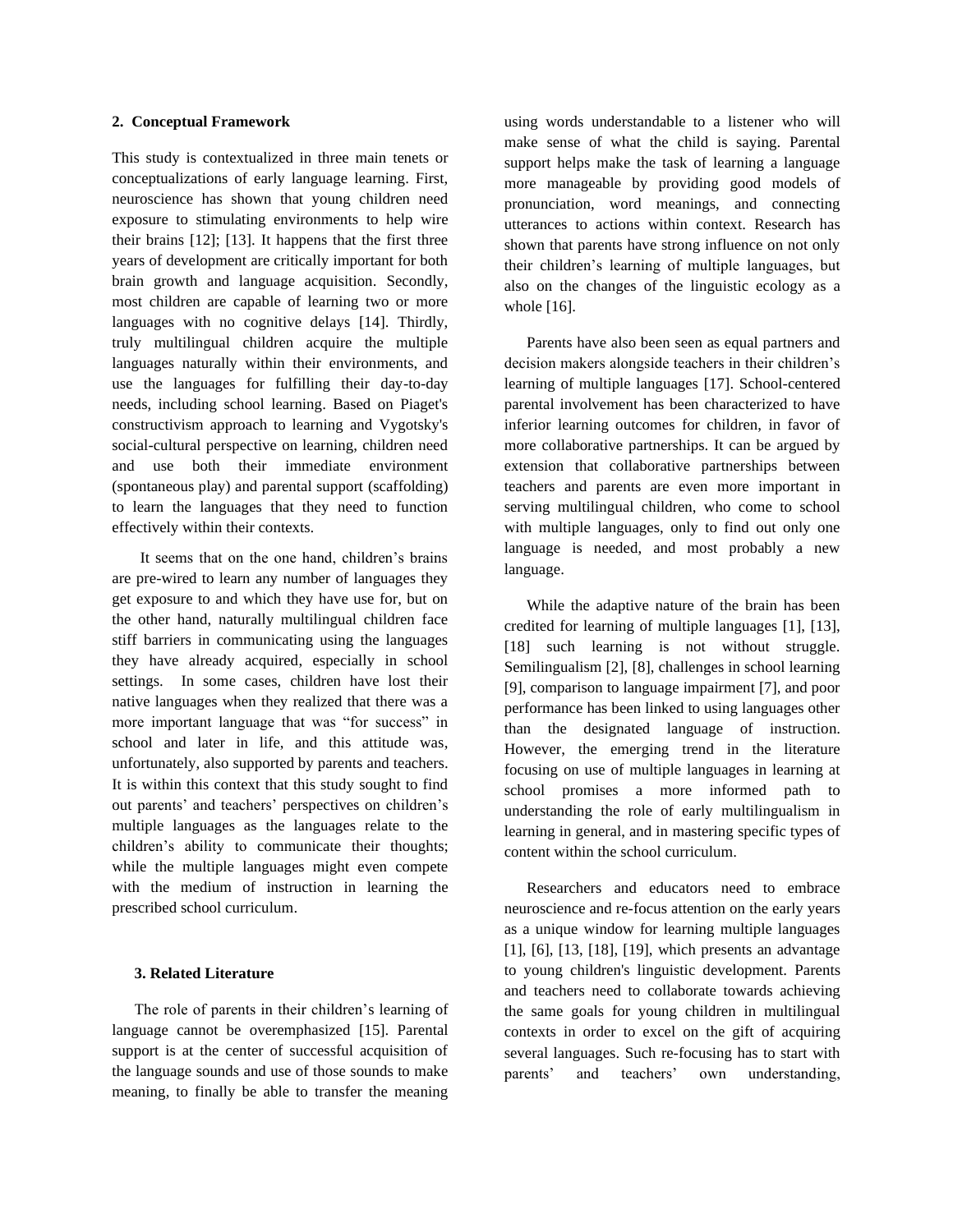## 2. Conceptual Framework

This study is contextualized in three main tenets or conceptualizations of early language learning. First, neuroscience has shown that young children need exposure to stimulating environments to help wire their brains [12]; [13]. It happens that the first three years of development are critically important for both brain growth and language acquisition. Secondly, most children are capable of learning two or more languages with no cognitive delays [14]. Thirdly, truly multilingual children acquire the multiple languages naturally within their environments, and use the languages for fulfilling their day-to-day needs, including school learning. Based on Piaget's constructivism approach to learning and Vygotsky's social-cultural perspective on learning, children need and use both their immediate environment (spontaneous play) and parental support (scaffolding) to learn the languages that they need to function effectively within their contexts.

It seems that on the one hand, children's brains are pre-wired to learn any number of languages they get exposure to and which they have use for, but on the other hand, naturally multilingual children face stiff barriers in communicating using the languages they have already acquired, especially in school settings. In some cases, children have lost their native languages when they realized that there was a more important language that was "for success" in school and later in life, and this attitude was, unfortunately, also supported by parents and teachers. It is within this context that this study sought to find out parents' and teachers' perspectives on children's multiple languages as the languages relate to the children's ability to communicate their thoughts; while the multiple languages might even compete with the medium of instruction in learning the prescribed school curriculum.

## 3. Related Literature

The role of parents in their children's learning of language cannot be overemphasized [15]. Parental support is at the center of successful acquisition of the language sounds and use of those sounds to make meaning, to finally be able to transfer the meaning using words understandable to a listener who will make sense of what the child is saying. Parental support helps make the task of learning a language more manageable by providing good models of pronunciation, word meanings, and connecting utterances to actions within context. Research has shown that parents have strong influence on not only their children's learning of multiple languages, but also on the changes of the linguistic ecology as a whole [16].

Parents have also been seen as equal partners and decision makers alongside teachers in their children's learning of multiple languages [17]. School-centered parental involvement has been characterized to have inferior learning outcomes for children, in favor of more collaborative partnerships. It can be argued by extension that collaborative partnerships between teachers and parents are even more important in serving multilingual children, who come to school with multiple languages, only to find out only one language is needed, and most probably a new language.

While the adaptive nature of the brain has been credited for learning of multiple languages [1], [13], [18] such learning is not without struggle. Semilingualism [2], [8], challenges in school learning [9], comparison to language impairment [7], and poor performance has been linked to using languages other than the designated language of instruction. However, the emerging trend in the literature focusing on use of multiple languages in learning at school promises a more informed path to understanding the role of early multilingualism in learning in general, and in mastering specific types of content within the school curriculum.

Researchers and educators need to embrace neuroscience and re-focus attention on the early years as a unique window for learning multiple languages [1], [6], [13, [18], [19], which presents an advantage to young children's linguistic development. Parents and teachers need to collaborate towards achieving the same goals for young children in multilingual contexts in order to excel on the gift of acquiring several languages. Such re-focusing has to start with parents' and teachers' own understanding,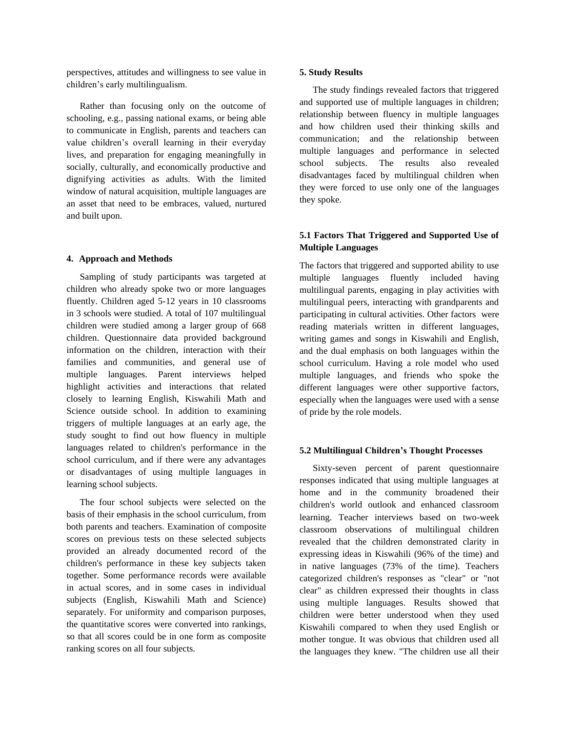perspectives, attitudes and willingness to see value in children's early multilingualism.

Rather than focusing only on the outcome of schooling, e.g., passing national exams, or being able to communicate in English, parents and teachers can value children's overall learning in their everyday lives, and preparation for engaging meaningfully in socially, culturally, and economically productive and dignifying activities as adults. With the limited window of natural acquisition, multiple languages are an asset that need to be embraces, valued, nurtured and built upon.

## 4. Approach and Methods

Sampling of study participants was targeted at children who already spoke two or more languages fluently. Children aged 5-12 years in 10 classrooms in 3 schools were studied. A total of 107 multilingual children were studied among a larger group of 668 children. Questionnaire data provided background information on the children, interaction with their families and communities, and general use of multiple languages. Parent interviews helped highlight activities and interactions that related closely to learning English, Kiswahili Math and Science outside school. In addition to examining triggers of multiple languages at an early age, the study sought to find out how fluency in multiple languages related to children's performance in the school curriculum, and if there were any advantages or disadvantages of using multiple languages in learning school subjects.

The four school subjects were selected on the basis of their emphasis in the school curriculum, from both parents and teachers. Examination of composite scores on previous tests on these selected subjects provided an already documented record of the children's performance in these key subjects taken together. Some performance records were available in actual scores, and in some cases in individual subjects (English, Kiswahili Math and Science) separately. For uniformity and comparison purposes, the quantitative scores were converted into rankings, so that all scores could be in one form as composite ranking scores on all four subjects.

## 5. Study Results

The study findings revealed factors that triggered and supported use of multiple languages in children; relationship between fluency in multiple languages and how children used their thinking skills and communication; and the relationship between multiple languages and performance in selected school subjects. The results also revealed disadvantages faced by multilingual children when they were forced to use only one of the languages they spoke.

### 5.1 Factors That Triggered and Supported Use of Multiple Languages

The factors that triggered and supported ability to use multiple languages fluently included having multilingual parents, engaging in play activities with multilingual peers, interacting with grandparents and participating in cultural activities. Other factors were reading materials written in different languages, writing games and songs in Kiswahili and English, and the dual emphasis on both languages within the school curriculum. Having a role model who used multiple languages, and friends who spoke the different languages were other supportive factors, especially when the languages were used with a sense of pride by the role models.

### 5.2 Multilingual Children's Thought Processes

Sixty-seven percent of parent questionnaire responses indicated that using multiple languages at home and in the community broadened their children's world outlook and enhanced classroom learning. Teacher interviews based on two-week classroom observations of multilingual children revealed that the children demonstrated clarity in expressing ideas in Kiswahili (96% of the time) and in native languages (73% of the time). Teachers categorized children's responses as "clear" or "not clear" as children expressed their thoughts in class using multiple languages. Results showed that children were better understood when they used Kiswahili compared to when they used English or mother tongue. It was obvious that children used all the languages they knew. "The children use all their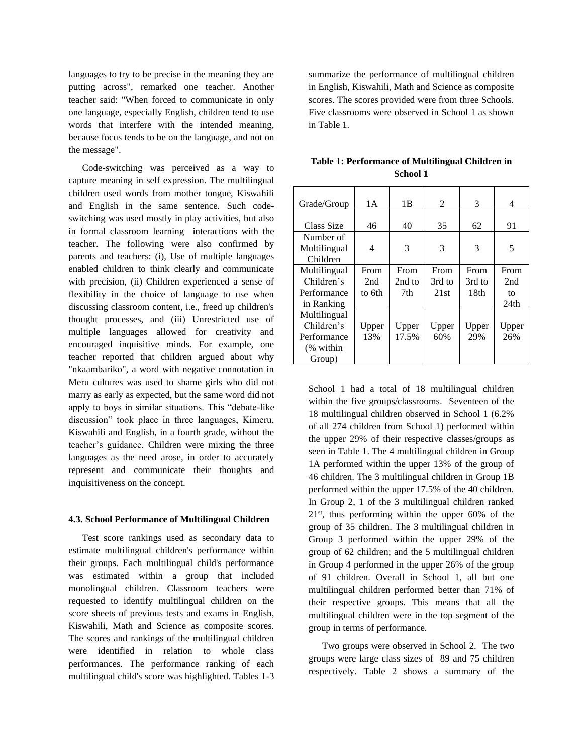languages to try to be precise in the meaning they are putting across", remarked one teacher. Another teacher said: "When forced to communicate in only one language, especially English, children tend to use words that interfere with the intended meaning, because focus tends to be on the language, and not on the message".

Code-switching was perceived as a way to capture meaning in self expression. The multilingual children used words from mother tongue, Kiswahili and English in the same sentence. Such code-switching was used mostly in play activities, but also in formal classroom learning interactions with the teacher. The following were also confirmed by parents and teachers: (i), Use of multiple languages enabled children to think clearly and communicate with precision, (ii) Children experienced a sense of flexibility in the choice of language to use when discussing classroom content, i.e., freed up children's thought processes, and (iii) Unrestricted use of multiple languages allowed for creativity and encouraged inquisitive minds. For example, one teacher reported that children argued about why "nkaambariko", a word with negative connotation in Meru cultures was used to shame girls who did not marry as early as expected, but the same word did not apply to boys in similar situations. This "debate-like discussion" took place in three languages, Kimeru, Kiswahili and English, in a fourth grade, without the teacher's guidance. Children were mixing the three languages as the need arose, in order to accurately represent and communicate their thoughts and inquisitiveness on the concept.

### 4.3. School Performance of Multilingual Children

Test score rankings used as secondary data to estimate multilingual children's performance within their groups. Each multilingual child's performance was estimated within a group that included monolingual children. Classroom teachers were requested to identify multilingual children on the score sheets of previous tests and exams in English, Kiswahili, Math and Science as composite scores. The scores and rankings of the multilingual children were identified in relation to whole class performances. The performance ranking of each multilingual child's score was highlighted. Tables 1-3 summarize the performance of multilingual children in English, Kiswahili, Math and Science as composite scores. The scores provided were from three Schools. Five classrooms were observed in School 1 as shown in Table 1.

**Table 1: Performance of Multilingual Children in School 1**

| Grade/Group | 1A | 1B | 2 | 3 | 4 |
|---|---|---|---|---|---|
| Class Size | 46 | 40 | 35 | 62 | 91 |
| Number of Multilingual Children | 4 | 3 | 3 | 3 | 5 |
| Multilingual Children's Performance in Ranking | From 2nd to 6th | From 2nd to 7th | From 3rd to 21st | From 3rd to 18th | From 2nd to 24th |
| Multilingual Children's Performance (% within Group) | Upper 13% | Upper 17.5% | Upper 60% | Upper 29% | Upper 26% |

School 1 had a total of 18 multilingual children within the five groups/classrooms. Seventeen of the 18 multilingual children observed in School 1 (6.2% of all 274 children from School 1) performed within the upper 29% of their respective classes/groups as seen in Table 1. The 4 multilingual children in Group 1A performed within the upper 13% of the group of 46 children. The 3 multilingual children in Group 1B performed within the upper 17.5% of the 40 children. In Group 2, 1 of the 3 multilingual children ranked 21st, thus performing within the upper 60% of the group of 35 children. The 3 multilingual children in Group 3 performed within the upper 29% of the group of 62 children; and the 5 multilingual children in Group 4 performed in the upper 26% of the group of 91 children. Overall in School 1, all but one multilingual children performed better than 71% of their respective groups. This means that all the multilingual children were in the top segment of the group in terms of performance.

Two groups were observed in School 2. The two groups were large class sizes of 89 and 75 children respectively. Table 2 shows a summary of the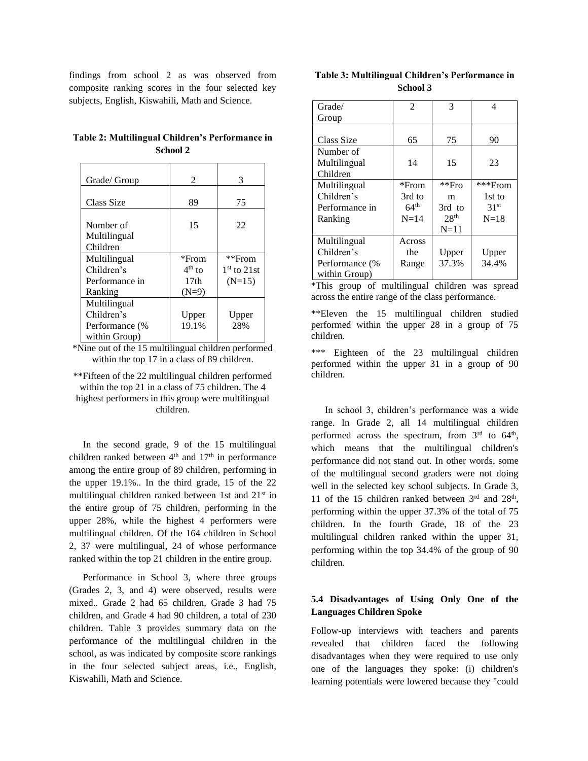findings from school 2 as was observed from composite ranking scores in the four selected key subjects, English, Kiswahili, Math and Science.

**Table 2: Multilingual Children's Performance in School 2**

| Grade/ Group | 2 | 3 |
|---|---|---|
| Class Size | 89 | 75 |
| Number of Multilingual Children | 15 | 22 |
| Multilingual Children's Performance in Ranking | *From 4th to 17th (N=9) | **From 1st to 21st (N=15) |
| Multilingual Children's Performance (% within Group) | Upper 19.1% | Upper 28% |

*Nine out of the 15 multilingual children performed within the top 17 in a class of 89 children.

**Fifteen of the 22 multilingual children performed within the top 21 in a class of 75 children. The 4 highest performers in this group were multilingual children.

In the second grade, 9 of the 15 multilingual children ranked between 4th and 17th in performance among the entire group of 89 children, performing in the upper 19.1%.. In the third grade, 15 of the 22 multilingual children ranked between 1st and 21st in the entire group of 75 children, performing in the upper 28%, while the highest 4 performers were multilingual children. Of the 164 children in School 2, 37 were multilingual, 24 of whose performance ranked within the top 21 children in the entire group.

Performance in School 3, where three groups (Grades 2, 3, and 4) were observed, results were mixed.. Grade 2 had 65 children, Grade 3 had 75 children, and Grade 4 had 90 children, a total of 230 children. Table 3 provides summary data on the performance of the multilingual children in the school, as was indicated by composite score rankings in the four selected subject areas, i.e., English, Kiswahili, Math and Science.

**Table 3: Multilingual Children's Performance in School 3**

| Grade/ Group | 2 | 3 | 4 |
|---|---|---|---|
| Class Size | 65 | 75 | 90 |
| Number of Multilingual Children | 14 | 15 | 23 |
| Multilingual Children's Performance in Ranking | *From 3rd to 64th N=14 | **From 3rd to 28th N=11 | ***From 1st to 31st N=18 |
| Multilingual Children's Performance (% within Group) | Across the Range | Upper 37.3% | Upper 34.4% |

*This group of multilingual children was spread across the entire range of the class performance.

**Eleven the 15 multilingual children studied performed within the upper 28 in a group of 75 children.

*** Eighteen of the 23 multilingual children performed within the upper 31 in a group of 90 children.

In school 3, children's performance was a wide range. In Grade 2, all 14 multilingual children performed across the spectrum, from 3rd to 64th, which means that the multilingual children's performance did not stand out. In other words, some of the multilingual second graders were not doing well in the selected key school subjects. In Grade 3, 11 of the 15 children ranked between 3rd and 28th, performing within the upper 37.3% of the total of 75 children. In the fourth Grade, 18 of the 23 multilingual children ranked within the upper 31, performing within the top 34.4% of the group of 90 children.

### 5.4 Disadvantages of Using Only One of the Languages Children Spoke

Follow-up interviews with teachers and parents revealed that children faced the following disadvantages when they were required to use only one of the languages they spoke: (i) children's learning potentials were lowered because they "could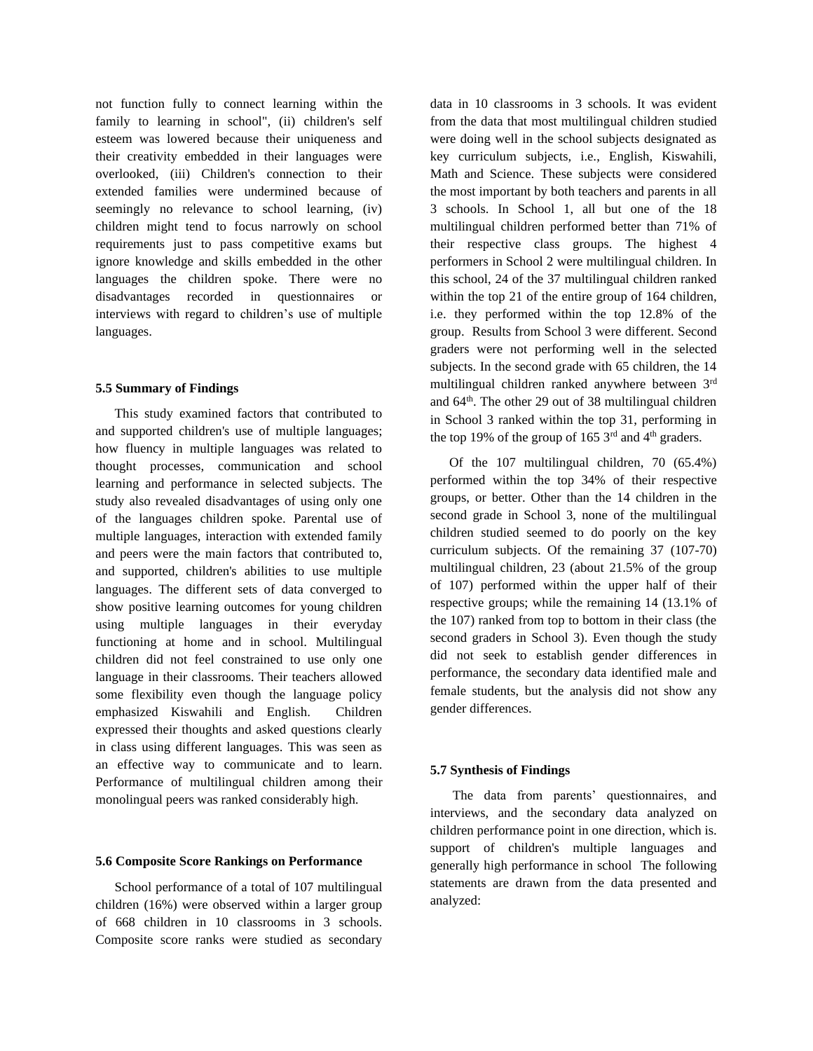not function fully to connect learning within the family to learning in school", (ii) children's self esteem was lowered because their uniqueness and their creativity embedded in their languages were overlooked, (iii) Children's connection to their extended families were undermined because of seemingly no relevance to school learning, (iv) children might tend to focus narrowly on school requirements just to pass competitive exams but ignore knowledge and skills embedded in the other languages the children spoke. There were no disadvantages recorded in questionnaires or interviews with regard to children's use of multiple languages.

### 5.5 Summary of Findings

This study examined factors that contributed to and supported children's use of multiple languages; how fluency in multiple languages was related to thought processes, communication and school learning and performance in selected subjects. The study also revealed disadvantages of using only one of the languages children spoke. Parental use of multiple languages, interaction with extended family and peers were the main factors that contributed to, and supported, children's abilities to use multiple languages. The different sets of data converged to show positive learning outcomes for young children using multiple languages in their everyday functioning at home and in school. Multilingual children did not feel constrained to use only one language in their classrooms. Their teachers allowed some flexibility even though the language policy emphasized Kiswahili and English. Children expressed their thoughts and asked questions clearly in class using different languages. This was seen as an effective way to communicate and to learn. Performance of multilingual children among their monolingual peers was ranked considerably high.

### 5.6 Composite Score Rankings on Performance

School performance of a total of 107 multilingual children (16%) were observed within a larger group of 668 children in 10 classrooms in 3 schools. Composite score ranks were studied as secondary data in 10 classrooms in 3 schools. It was evident from the data that most multilingual children studied were doing well in the school subjects designated as key curriculum subjects, i.e., English, Kiswahili, Math and Science. These subjects were considered the most important by both teachers and parents in all 3 schools. In School 1, all but one of the 18 multilingual children performed better than 71% of their respective class groups. The highest 4 performers in School 2 were multilingual children. In this school, 24 of the 37 multilingual children ranked within the top 21 of the entire group of 164 children, i.e. they performed within the top 12.8% of the group. Results from School 3 were different. Second graders were not performing well in the selected subjects. In the second grade with 65 children, the 14 multilingual children ranked anywhere between 3rd and 64th. The other 29 out of 38 multilingual children in School 3 ranked within the top 31, performing in the top 19% of the group of 165 3rd and 4th graders.

Of the 107 multilingual children, 70 (65.4%) performed within the top 34% of their respective groups, or better. Other than the 14 children in the second grade in School 3, none of the multilingual children studied seemed to do poorly on the key curriculum subjects. Of the remaining 37 (107-70) multilingual children, 23 (about 21.5% of the group of 107) performed within the upper half of their respective groups; while the remaining 14 (13.1% of the 107) ranked from top to bottom in their class (the second graders in School 3). Even though the study did not seek to establish gender differences in performance, the secondary data identified male and female students, but the analysis did not show any gender differences.

### 5.7 Synthesis of Findings

The data from parents' questionnaires, and interviews, and the secondary data analyzed on children performance point in one direction, which is. support of children's multiple languages and generally high performance in school The following statements are drawn from the data presented and analyzed: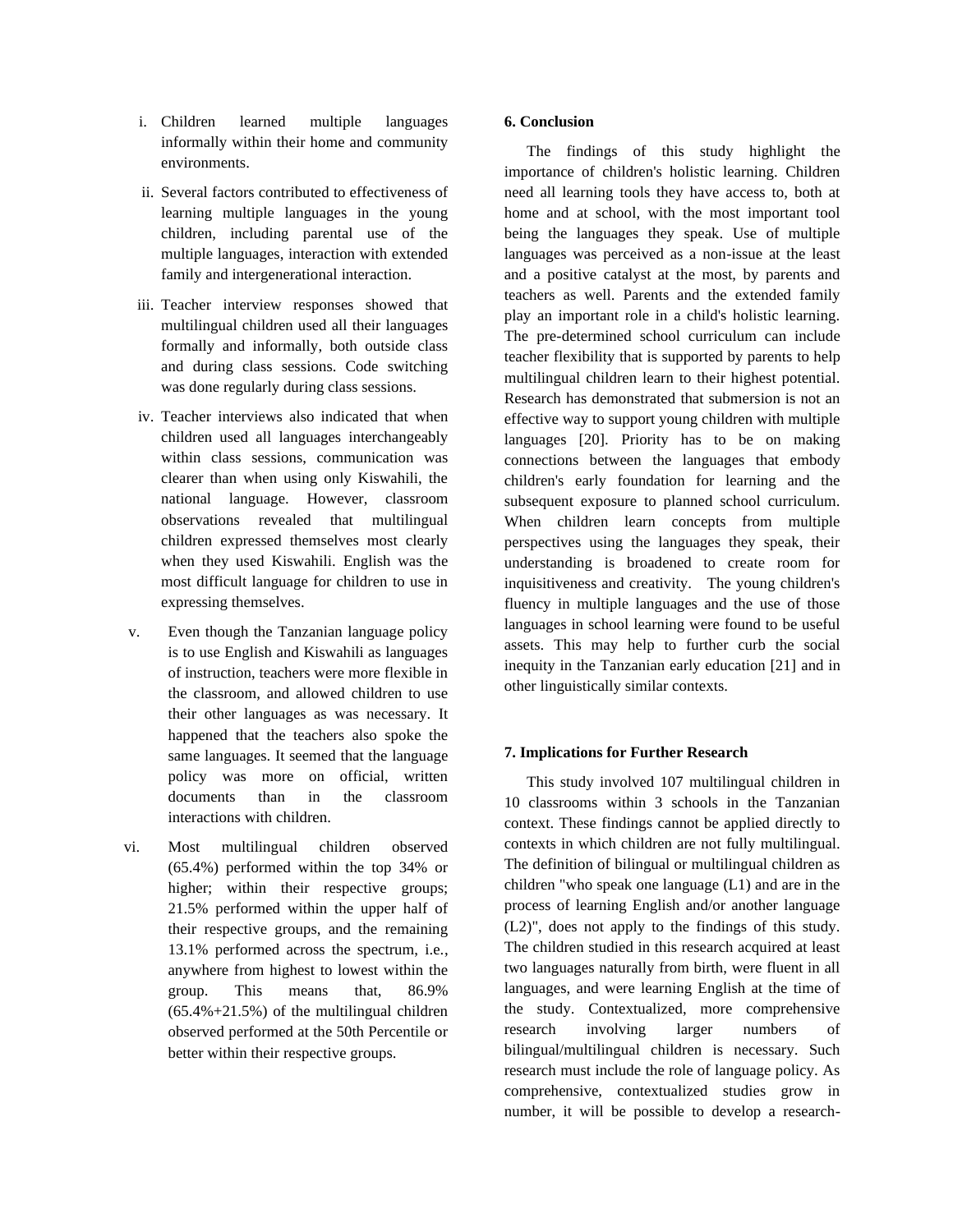i. Children learned multiple languages informally within their home and community environments.

ii. Several factors contributed to effectiveness of learning multiple languages in the young children, including parental use of the multiple languages, interaction with extended family and intergenerational interaction.

iii. Teacher interview responses showed that multilingual children used all their languages formally and informally, both outside class and during class sessions. Code switching was done regularly during class sessions.

iv. Teacher interviews also indicated that when children used all languages interchangeably within class sessions, communication was clearer than when using only Kiswahili, the national language. However, classroom observations revealed that multilingual children expressed themselves most clearly when they used Kiswahili. English was the most difficult language for children to use in expressing themselves.

v. Even though the Tanzanian language policy is to use English and Kiswahili as languages of instruction, teachers were more flexible in the classroom, and allowed children to use their other languages as was necessary. It happened that the teachers also spoke the same languages. It seemed that the language policy was more on official, written documents than in the classroom interactions with children.

vi. Most multilingual children observed (65.4%) performed within the top 34% or higher; within their respective groups; 21.5% performed within the upper half of their respective groups, and the remaining 13.1% performed across the spectrum, i.e., anywhere from highest to lowest within the group. This means that, 86.9% (65.4%+21.5%) of the multilingual children observed performed at the 50th Percentile or better within their respective groups.

## 6. Conclusion

The findings of this study highlight the importance of children's holistic learning. Children need all learning tools they have access to, both at home and at school, with the most important tool being the languages they speak. Use of multiple languages was perceived as a non-issue at the least and a positive catalyst at the most, by parents and teachers as well. Parents and the extended family play an important role in a child's holistic learning. The pre-determined school curriculum can include teacher flexibility that is supported by parents to help multilingual children learn to their highest potential. Research has demonstrated that submersion is not an effective way to support young children with multiple languages [20]. Priority has to be on making connections between the languages that embody children's early foundation for learning and the subsequent exposure to planned school curriculum. When children learn concepts from multiple perspectives using the languages they speak, their understanding is broadened to create room for inquisitiveness and creativity. The young children's fluency in multiple languages and the use of those languages in school learning were found to be useful assets. This may help to further curb the social inequity in the Tanzanian early education [21] and in other linguistically similar contexts.

## 7. Implications for Further Research

This study involved 107 multilingual children in 10 classrooms within 3 schools in the Tanzanian context. These findings cannot be applied directly to contexts in which children are not fully multilingual. The definition of bilingual or multilingual children as children "who speak one language (L1) and are in the process of learning English and/or another language (L2)", does not apply to the findings of this study. The children studied in this research acquired at least two languages naturally from birth, were fluent in all languages, and were learning English at the time of the study. Contextualized, more comprehensive research involving larger numbers of bilingual/multilingual children is necessary. Such research must include the role of language policy. As comprehensive, contextualized studies grow in number, it will be possible to develop a research-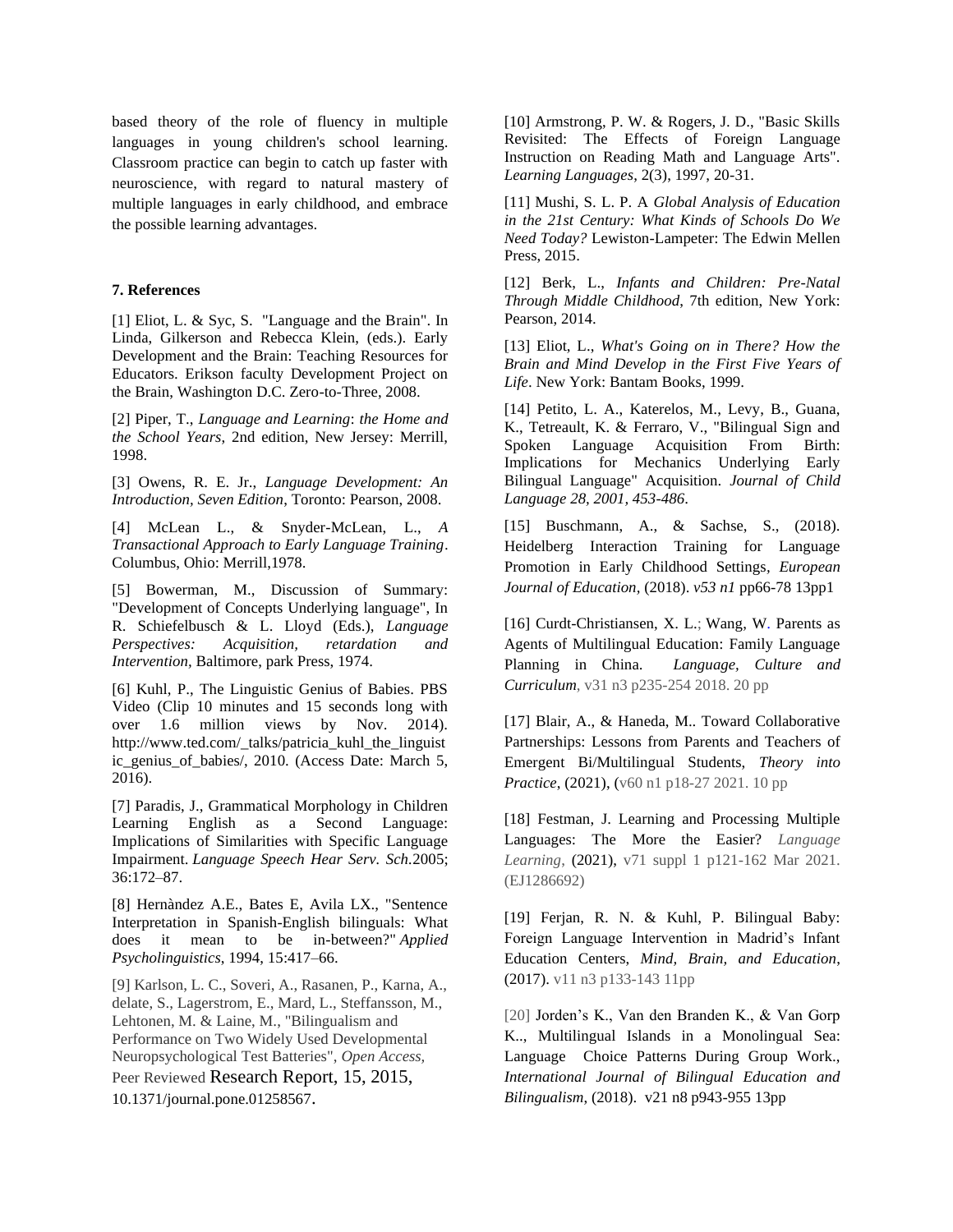based theory of the role of fluency in multiple languages in young children's school learning. Classroom practice can begin to catch up faster with neuroscience, with regard to natural mastery of multiple languages in early childhood, and embrace the possible learning advantages.

## 7. References

[1] Eliot, L. & Syc, S. "Language and the Brain". In Linda, Gilkerson and Rebecca Klein, (eds.). Early Development and the Brain: Teaching Resources for Educators. Erikson faculty Development Project on the Brain, Washington D.C. Zero-to-Three, 2008.

[2] Piper, T., *Language and Learning*: *the Home and the School Years*, 2nd edition, New Jersey: Merrill, 1998.

[3] Owens, R. E. Jr., *Language Development: An Introduction, Seven Edition*, Toronto: Pearson, 2008.

[4] McLean L., & Snyder-McLean, L., *A Transactional Approach to Early Language Training*. Columbus, Ohio: Merrill,1978.

[5] Bowerman, M., Discussion of Summary: "Development of Concepts Underlying language", In R. Schiefelbusch & L. Lloyd (Eds.), *Language Perspectives: Acquisition, retardation and Intervention*, Baltimore, park Press, 1974.

[6] Kuhl, P., The Linguistic Genius of Babies. PBS Video (Clip 10 minutes and 15 seconds long with over 1.6 million views by Nov. 2014). http://www.ted.com/_talks/patricia_kuhl_the_linguistic_genius_of_babies/, 2010. (Access Date: March 5, 2016).

[7] Paradis, J., Grammatical Morphology in Children Learning English as a Second Language: Implications of Similarities with Specific Language Impairment. *Language Speech Hear Serv. Sch.*2005; 36:172–87.

[8] Hernàndez A.E., Bates E, Avila LX., "Sentence Interpretation in Spanish-English bilinguals: What does it mean to be in-between?" *Applied Psycholinguistics*, 1994, 15:417–66.

[9] Karlson, L. C., Soveri, A., Rasanen, P., Karna, A., delate, S., Lagerstrom, E., Mard, L., Steffansson, M., Lehtonen, M. & Laine, M., "Bilingualism and Performance on Two Widely Used Developmental Neuropsychological Test Batteries", *Open Access,* Peer Reviewed Research Report, 15, 2015, 10.1371/journal.pone.01258567.

[10] Armstrong, P. W. & Rogers, J. D., "Basic Skills Revisited: The Effects of Foreign Language Instruction on Reading Math and Language Arts". *Learning Languages*, 2(3), 1997, 20-31.

[11] Mushi, S. L. P. A *Global Analysis of Education in the 21st Century: What Kinds of Schools Do We Need Today?* Lewiston-Lampeter: The Edwin Mellen Press, 2015.

[12] Berk, L., *Infants and Children: Pre-Natal Through Middle Childhood*, 7th edition, New York: Pearson, 2014.

[13] Eliot, L., *What's Going on in There? How the Brain and Mind Develop in the First Five Years of Life*. New York: Bantam Books, 1999.

[14] Petito, L. A., Katerelos, M., Levy, B., Guana, K., Tetreault, K. & Ferraro, V., "Bilingual Sign and Spoken Language Acquisition From Birth: Implications for Mechanics Underlying Early Bilingual Language" Acquisition. *Journal of Child Language 28, 2001, 453-486*.

[15] Buschmann, A., & Sachse, S., (2018). Heidelberg Interaction Training for Language Promotion in Early Childhood Settings, *European Journal of Education*, (2018). *v53 n1* pp66-78 13pp1

[16] Curdt-Christiansen, X. L.; Wang, W. Parents as Agents of Multilingual Education: Family Language Planning in China. *Language, Culture and Curriculum*, v31 n3 p235-254 2018. 20 pp

[17] Blair, A., & Haneda, M.. Toward Collaborative Partnerships: Lessons from Parents and Teachers of Emergent Bi/Multilingual Students, *Theory into Practice*, (2021), (v60 n1 p18-27 2021. 10 pp

[18] Festman, J. Learning and Processing Multiple Languages: The More the Easier? *Language Learning*, (2021), v71 suppl 1 p121-162 Mar 2021. (EJ1286692)

[19] Ferjan, R. N. & Kuhl, P. Bilingual Baby: Foreign Language Intervention in Madrid's Infant Education Centers, *Mind, Brain, and Education*, (2017). v11 n3 p133-143 11pp

[20] Jorden's K., Van den Branden K., & Van Gorp K.., Multilingual Islands in a Monolingual Sea: Language Choice Patterns During Group Work., *International Journal of Bilingual Education and Bilingualism*, (2018). v21 n8 p943-955 13pp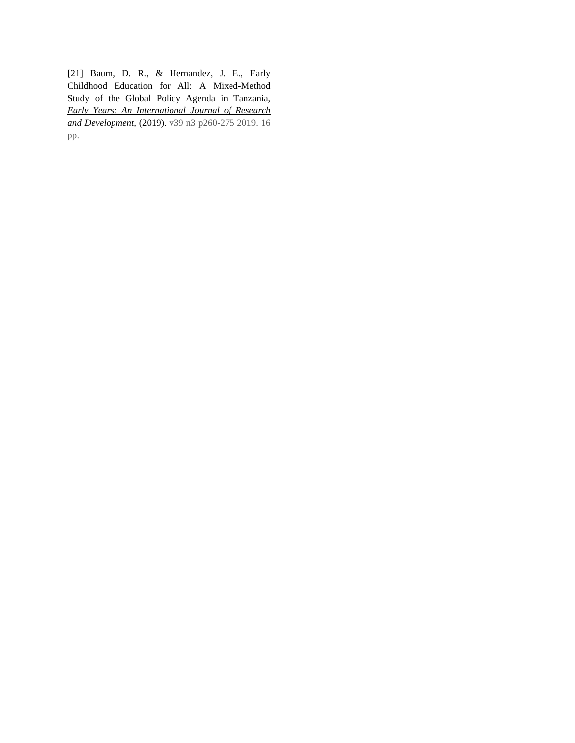[21] Baum, D. R., & Hernandez, J. E., Early Childhood Education for All: A Mixed-Method Study of the Global Policy Agenda in Tanzania, *Early Years: An International Journal of Research and Development*, (2019). v39 n3 p260-275 2019. 16 pp.